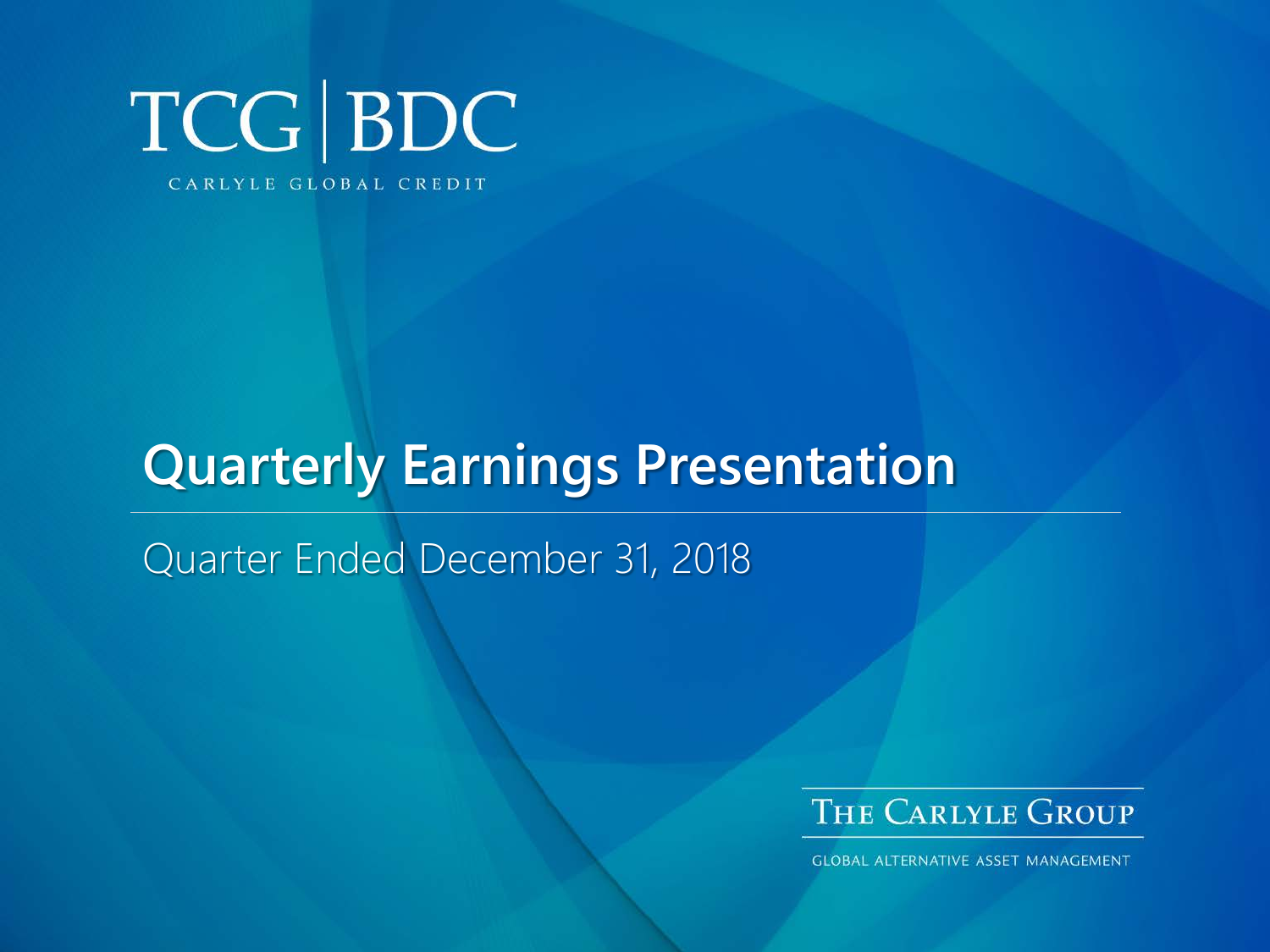# TCG | BDC

CARLYLE GLOBAL CREDIT

## Quarterly Earnings Presentation

Quarter Ended December 31, 2018

THE CARLYLE GROUP

GLOBAL ALTERNATIVE ASSET MANAGEMENT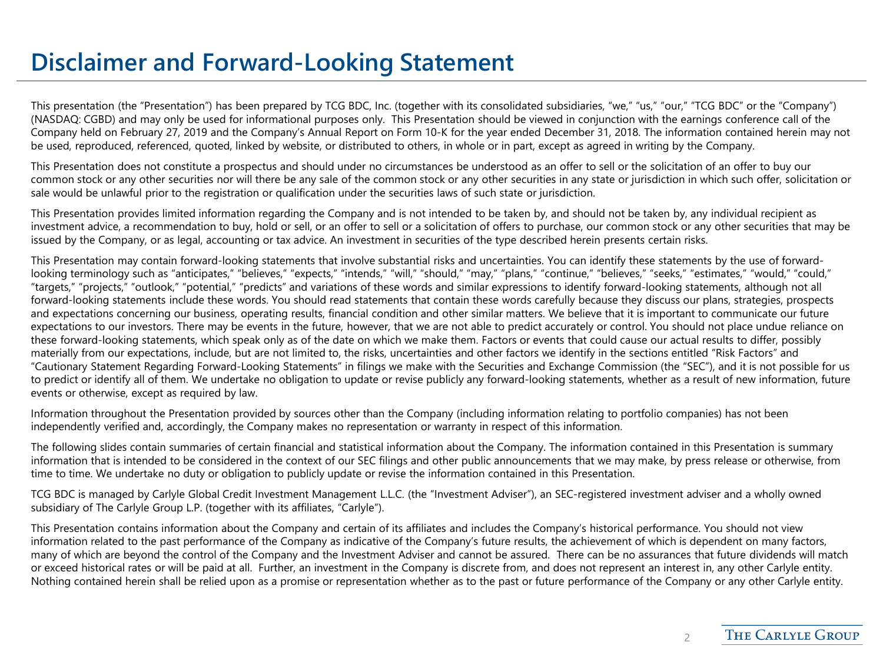# Disclaimer and Forward-Looking Statement

This presentation (the "Presentation") has been prepared by TCG BDC, Inc. (together with its consolidated subsidiaries, "we," "us," "our," "TCG BDC" or the "Company") (NASDAQ: CGBD) and may only be used for informational purposes only. This Presentation should be viewed in conjunction with the earnings conference call of the Company held on February 27, 2019 and the Company's Annual Report on Form 10-K for the year ended December 31, 2018. The information contained herein may not be used, reproduced, referenced, quoted, linked by website, or distributed to others, in whole or in part, except as agreed in writing by the Company.

This Presentation does not constitute a prospectus and should under no circumstances be understood as an offer to sell or the solicitation of an offer to buy our common stock or any other securities nor will there be any sale of the common stock or any other securities in any state or jurisdiction in which such offer, solicitation or sale would be unlawful prior to the registration or qualification under the securities laws of such state or jurisdiction.

This Presentation provides limited information regarding the Company and is not intended to be taken by, and should not be taken by, any individual recipient as investment advice, a recommendation to buy, hold or sell, or an offer to sell or a solicitation of offers to purchase, our common stock or any other securities that may be issued by the Company, or as legal, accounting or tax advice. An investment in securities of the type described herein presents certain risks.

This Presentation may contain forward-looking statements that involve substantial risks and uncertainties. You can identify these statements by the use of forward-looking terminology such as "anticipates," "believes," "expects," "intends," "will," "should," "may," "plans," "continue," "believes," "seeks," "estimates," "would," "could," "targets," "projects," "outlook," "potential," "predicts" and variations of these words and similar expressions to identify forward-looking statements, although not all forward-looking statements include these words. You should read statements that contain these words carefully because they discuss our plans, strategies, prospects and expectations concerning our business, operating results, financial condition and other similar matters. We believe that it is important to communicate our future expectations to our investors. There may be events in the future, however, that we are not able to predict accurately or control. You should not place undue reliance on these forward-looking statements, which speak only as of the date on which we make them. Factors or events that could cause our actual results to differ, possibly materially from our expectations, include, but are not limited to, the risks, uncertainties and other factors we identify in the sections entitled "Risk Factors" and "Cautionary Statement Regarding Forward-Looking Statements" in filings we make with the Securities and Exchange Commission (the "SEC"), and it is not possible for us to predict or identify all of them. We undertake no obligation to update or revise publicly any forward-looking statements, whether as a result of new information, future events or otherwise, except as required by law.

Information throughout the Presentation provided by sources other than the Company (including information relating to portfolio companies) has not been independently verified and, accordingly, the Company makes no representation or warranty in respect of this information.

The following slides contain summaries of certain financial and statistical information about the Company. The information contained in this Presentation is summary information that is intended to be considered in the context of our SEC filings and other public announcements that we may make, by press release or otherwise, from time to time. We undertake no duty or obligation to publicly update or revise the information contained in this Presentation.

TCG BDC is managed by Carlyle Global Credit Investment Management L.L.C. (the "Investment Adviser"), an SEC-registered investment adviser and a wholly owned subsidiary of The Carlyle Group L.P. (together with its affiliates, "Carlyle").

This Presentation contains information about the Company and certain of its affiliates and includes the Company's historical performance. You should not view information related to the past performance of the Company as indicative of the Company's future results, the achievement of which is dependent on many factors, many of which are beyond the control of the Company and the Investment Adviser and cannot be assured. There can be no assurances that future dividends will match or exceed historical rates or will be paid at all. Further, an investment in the Company is discrete from, and does not represent an interest in, any other Carlyle entity. Nothing contained herein shall be relied upon as a promise or representation whether as to the past or future performance of the Company or any other Carlyle entity.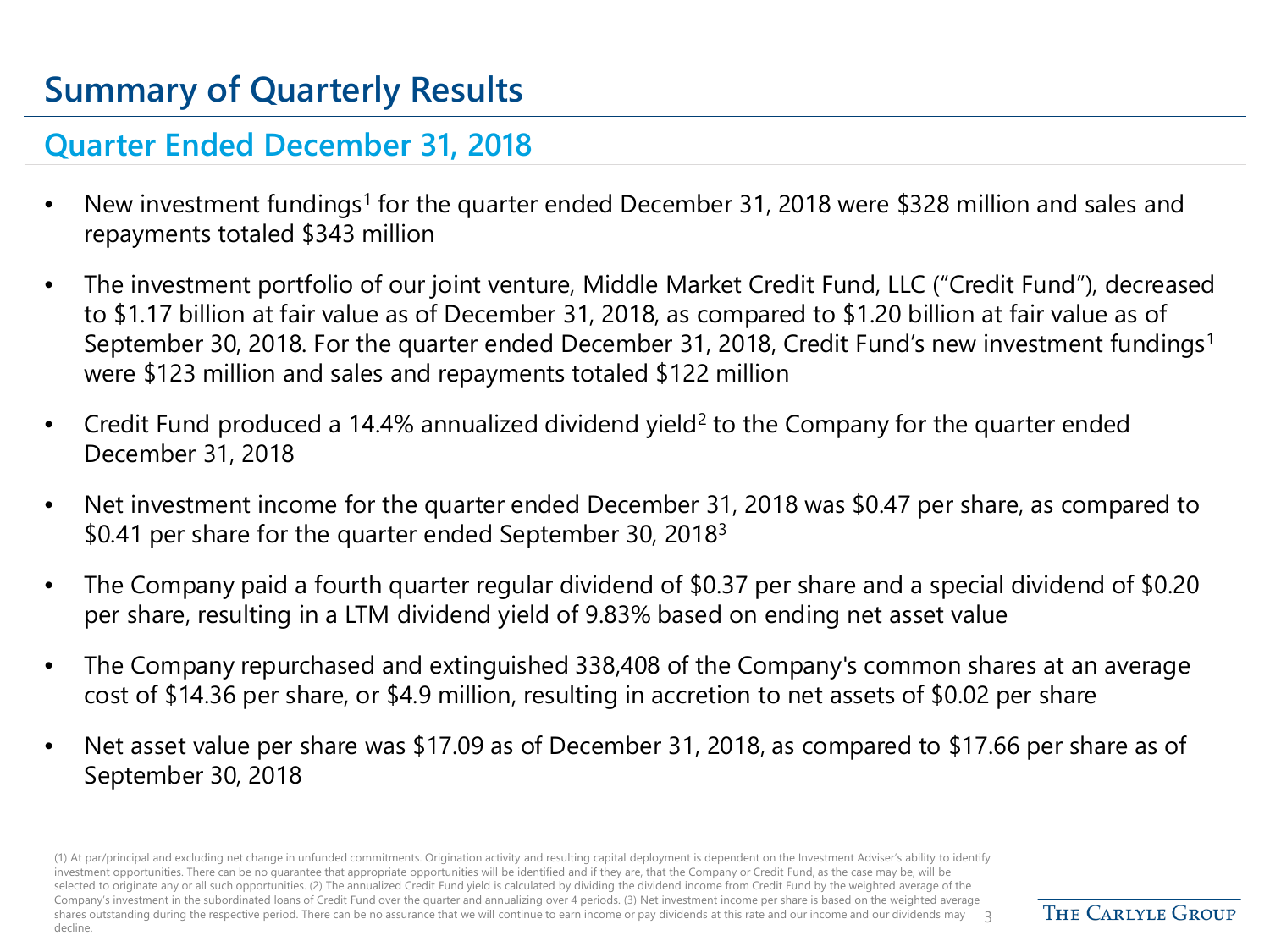# Summary of Quarterly Results

## Quarter Ended December 31, 2018

- New investment fundings[1] for the quarter ended December 31, 2018 were $328 million and sales and repayments totaled $343 million
- The investment portfolio of our joint venture, Middle Market Credit Fund, LLC ("Credit Fund"), decreased to $1.17 billion at fair value as of December 31, 2018, as compared to $1.20 billion at fair value as of September 30, 2018. For the quarter ended December 31, 2018, Credit Fund's new investment fundings[1] were $123 million and sales and repayments totaled $122 million
- Credit Fund produced a 14.4% annualized dividend yield[2] to the Company for the quarter ended December 31, 2018
- Net investment income for the quarter ended December 31, 2018 was $0.47 per share, as compared to $0.41 per share for the quarter ended September 30, 2018[3]
- The Company paid a fourth quarter regular dividend of $0.37 per share and a special dividend of $0.20 per share, resulting in a LTM dividend yield of 9.83% based on ending net asset value
- The Company repurchased and extinguished 338,408 of the Company's common shares at an average cost of $14.36 per share, or $4.9 million, resulting in accretion to net assets of $0.02 per share
- Net asset value per share was $17.09 as of December 31, 2018, as compared to $17.66 per share as of September 30, 2018

(1) At par/principal and excluding net change in unfunded commitments. Origination activity and resulting capital deployment is dependent on the Investment Adviser's ability to identify investment opportunities. There can be no guarantee that appropriate opportunities will be identified and if they are, that the Company or Credit Fund, as the case may be, will be selected to originate any or all such opportunities. (2) The annualized Credit Fund yield is calculated by dividing the dividend income from Credit Fund by the weighted average of the Company's investment in the subordinated loans of Credit Fund over the quarter and annualizing over 4 periods. (3) Net investment income per share is based on the weighted average shares outstanding during the respective period. There can be no assurance that we will continue to earn income or pay dividends at this rate and our income and our dividends may decline.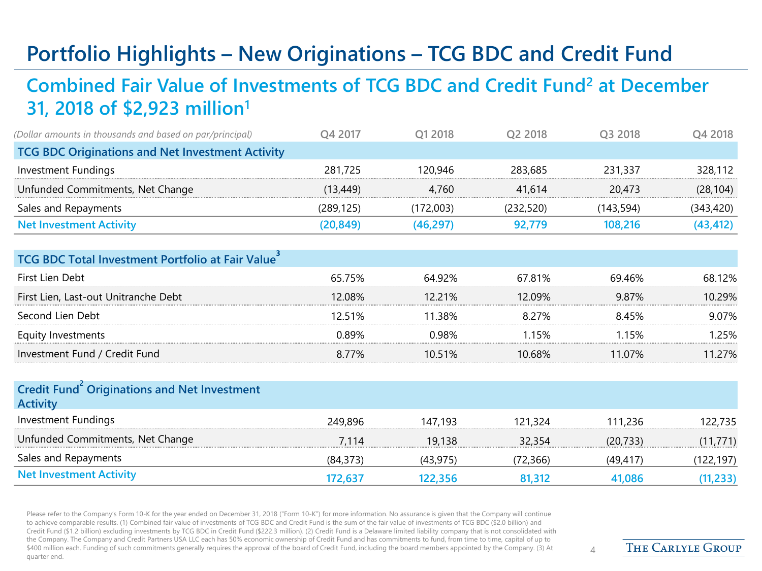# Portfolio Highlights – New Originations – TCG BDC and Credit Fund

## Combined Fair Value of Investments of TCG BDC and Credit Fund[2] at December 31, 2018 of $2,923 million[1]

| *(Dollar amounts in thousands and based on par/principal)* | Q4 2017 | Q1 2018 | Q2 2018 | Q3 2018 | Q4 2018 |
|---|---|---|---|---|---|
| **TCG BDC Originations and Net Investment Activity** | | | | | |
| Investment Fundings | 281,725 | 120,946 | 283,685 | 231,337 | 328,112 |
| Unfunded Commitments, Net Change | (13,449) | 4,760 | 41,614 | 20,473 | (28,104) |
| Sales and Repayments | (289,125) | (172,003) | (232,520) | (143,594) | (343,420) |
| **Net Investment Activity** | **(20,849)** | **(46,297)** | **92,779** | **108,216** | **(43,412)** |
| **TCG BDC Total Investment Portfolio at Fair Value[3]** | | | | | |
| First Lien Debt | 65.75% | 64.92% | 67.81% | 69.46% | 68.12% |
| First Lien, Last-out Unitranche Debt | 12.08% | 12.21% | 12.09% | 9.87% | 10.29% |
| Second Lien Debt | 12.51% | 11.38% | 8.27% | 8.45% | 9.07% |
| Equity Investments | 0.89% | 0.98% | 1.15% | 1.15% | 1.25% |
| Investment Fund / Credit Fund | 8.77% | 10.51% | 10.68% | 11.07% | 11.27% |
| **Credit Fund[2] Originations and Net Investment Activity** | | | | | |
| Investment Fundings | 249,896 | 147,193 | 121,324 | 111,236 | 122,735 |
| Unfunded Commitments, Net Change | 7,114 | 19,138 | 32,354 | (20,733) | (11,771) |
| Sales and Repayments | (84,373) | (43,975) | (72,366) | (49,417) | (122,197) |
| **Net Investment Activity** | **172,637** | **122,356** | **81,312** | **41,086** | **(11,233)** |

Please refer to the Company's Form 10-K for the year ended on December 31, 2018 ("Form 10-K") for more information. No assurance is given that the Company will continue to achieve comparable results. (1) Combined fair value of investments of TCG BDC and Credit Fund is the sum of the fair value of investments of TCG BDC ($2.0 billion) and Credit Fund ($1.2 billion) excluding investments by TCG BDC in Credit Fund ($222.3 million). (2) Credit Fund is a Delaware limited liability company that is not consolidated with the Company. The Company and Credit Partners USA LLC each has 50% economic ownership of Credit Fund and has commitments to fund, from time to time, capital of up to $400 million each. Funding of such commitments generally requires the approval of the board of Credit Fund, including the board members appointed by the Company. (3) At quarter end.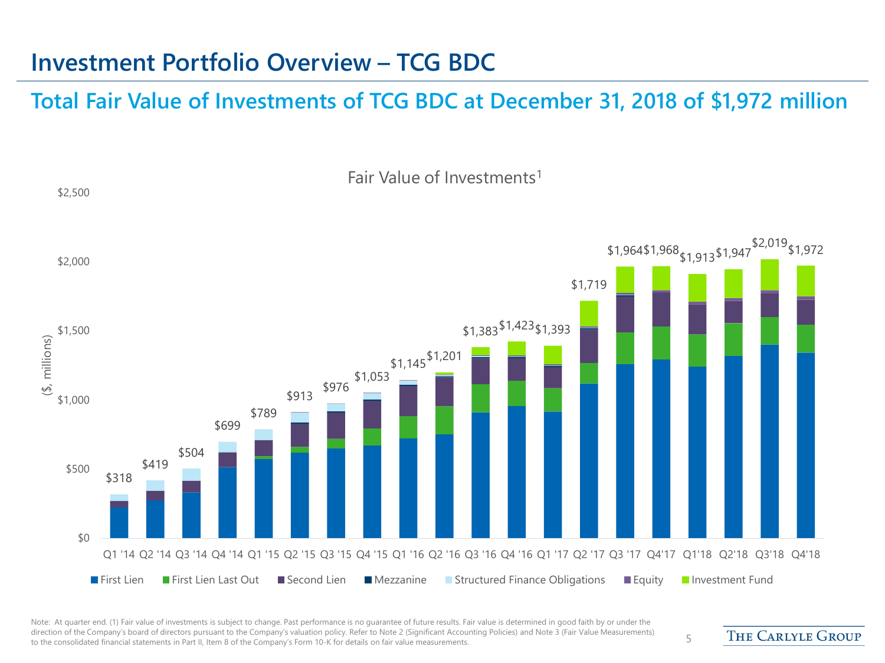# Investment Portfolio Overview – TCG BDC

## Total Fair Value of Investments of TCG BDC at December 31, 2018 of $1,972 million

Fair Value of Investments[1]

($, millions)

| Quarter | Total Fair Value |
|---|---|
| Q1 '14 | $318 |
| Q2 '14 | $419 |
| Q3 '14 | $504 |
| Q4 '14 | $699 |
| Q1 '15 | $789 |
| Q2 '15 | $913 |
| Q3 '15 | $976 |
| Q4 '15 | $1,053 |
| Q1 '16 | $1,145 |
| Q2 '16 | $1,201 |
| Q3 '16 | $1,383 |
| Q4 '16 | $1,423 |
| Q1 '17 | $1,393 |
| Q2 '17 | $1,719 |
| Q3 '17 | $1,964 |
| Q4'17 | $1,968 |
| Q1'18 | $1,913 |
| Q2'18 | $1,947 |
| Q3'18 | $2,019 |
| Q4'18 | $1,972 |

Legend: First Lien, First Lien Last Out, Second Lien, Mezzanine, Structured Finance Obligations, Equity, Investment Fund

Note: At quarter end. (1) Fair value of investments is subject to change. Past performance is no guarantee of future results. Fair value is determined in good faith by or under the direction of the Company's board of directors pursuant to the Company's valuation policy. Refer to Note 2 (Significant Accounting Policies) and Note 3 (Fair Value Measurements) to the consolidated financial statements in Part II, Item 8 of the Company's Form 10-K for details on fair value measurements.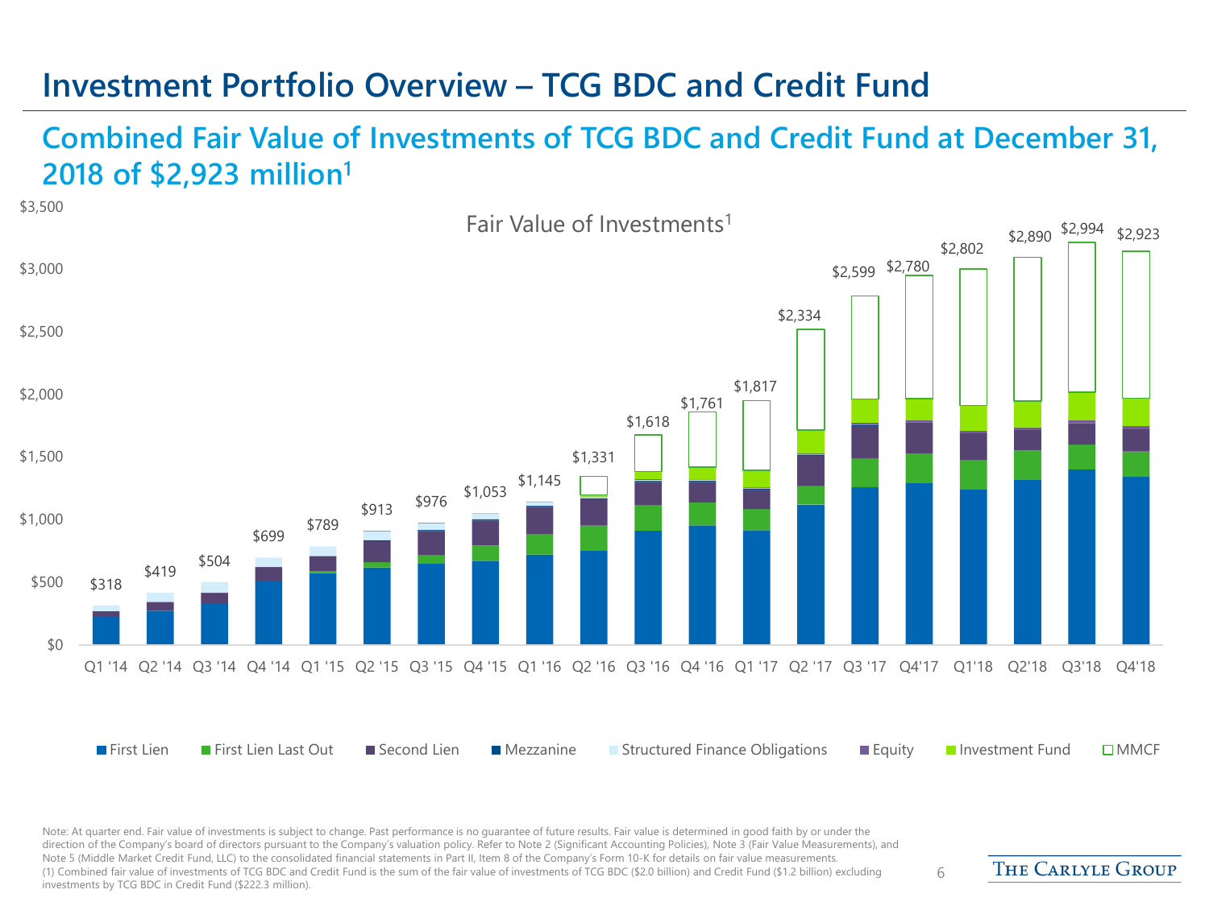# Investment Portfolio Overview – TCG BDC and Credit Fund

## Combined Fair Value of Investments of TCG BDC and Credit Fund at December 31, 2018 of $2,923 million[1]

Fair Value of Investments[1]

| Quarter | Fair Value of Investments |
|---|---|
| Q1 '14 | $318 |
| Q2 '14 | $419 |
| Q3 '14 | $504 |
| Q4 '14 | $699 |
| Q1 '15 | $789 |
| Q2 '15 | $913 |
| Q3 '15 | $976 |
| Q4 '15 | $1,053 |
| Q1 '16 | $1,145 |
| Q2 '16 | $1,331 |
| Q3 '16 | $1,618 |
| Q4 '16 | $1,761 |
| Q1 '17 | $1,817 |
| Q2 '17 | $2,334 |
| Q3 '17 | $2,599 |
| Q4'17 | $2,780 |
| Q1'18 | $2,802 |
| Q2'18 | $2,890 |
| Q3'18 | $2,994 |
| Q4'18 | $2,923 |

Legend: First Lien, First Lien Last Out, Second Lien, Mezzanine, Structured Finance Obligations, Equity, Investment Fund, MMCF

Note: At quarter end. Fair value of investments is subject to change. Past performance is no guarantee of future results. Fair value is determined in good faith by or under the direction of the Company's board of directors pursuant to the Company's valuation policy. Refer to Note 2 (Significant Accounting Policies), Note 3 (Fair Value Measurements), and Note 5 (Middle Market Credit Fund, LLC) to the consolidated financial statements in Part II, Item 8 of the Company's Form 10-K for details on fair value measurements.

(1) Combined fair value of investments of TCG BDC and Credit Fund is the sum of the fair value of investments of TCG BDC ($2.0 billion) and Credit Fund ($1.2 billion) excluding investments by TCG BDC in Credit Fund ($222.3 million).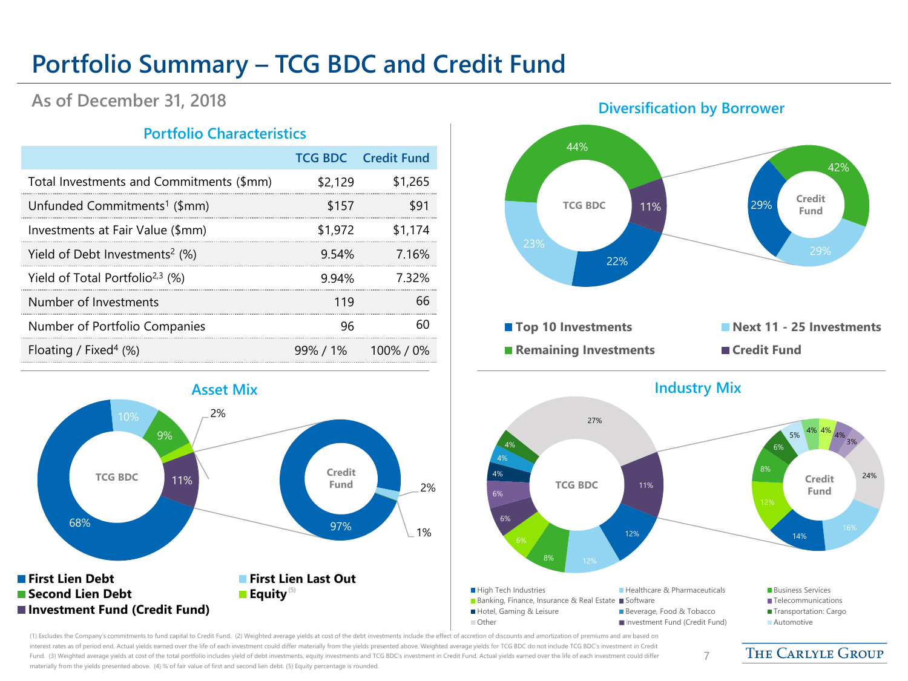# Portfolio Summary – TCG BDC and Credit Fund

## As of December 31, 2018

### Portfolio Characteristics

| | TCG BDC | Credit Fund |
|---|---|---|
| Total Investments and Commitments ($mm) | $2,129 | $1,265 |
| Unfunded Commitments[1] ($mm) | $157 | $91 |
| Investments at Fair Value ($mm) | $1,972 | $1,174 |
| Yield of Debt Investments[2] (%) | 9.54% | 7.16% |
| Yield of Total Portfolio[2,3] (%) | 9.94% | 7.32% |
| Number of Investments | 119 | 66 |
| Number of Portfolio Companies | 96 | 60 |
| Floating / Fixed[4] (%) | 99% / 1% | 100% / 0% |

### Diversification by Borrower

TCG BDC: Remaining Investments 44%; Credit Fund 11%; Top 10 Investments 22%; Next 11 - 25 Investments 23%

Credit Fund: Remaining Investments 42%; Next 11 - 25 Investments 29%; Top 10 Investments 29%

- Top 10 Investments
- Next 11 - 25 Investments
- Remaining Investments
- Credit Fund

### Asset Mix

TCG BDC: First Lien Debt 68%; First Lien Last Out 10%; Second Lien Debt 9%; Equity 2%; Investment Fund (Credit Fund) 11%

Credit Fund: First Lien Debt 97%; First Lien Last Out 2%; Second Lien Debt 1%

- First Lien Debt
- First Lien Last Out
- Second Lien Debt
- Equity[5]
- Investment Fund (Credit Fund)

### Industry Mix

TCG BDC: Other 27%; Investment Fund (Credit Fund) 11%; 12%; 12%; 8%; 6%; 6%; 6%; 4%; 4%; 4%

Credit Fund: 24%; 16%; 14%; 12%; 8%; 6%; 5%; 4%; 4%; 4%; 3%

- High Tech Industries
- Healthcare & Pharmaceuticals
- Business Services
- Banking, Finance, Insurance & Real Estate
- Software
- Telecommunications
- Hotel, Gaming & Leisure
- Beverage, Food & Tobacco
- Transportation: Cargo
- Other
- Investment Fund (Credit Fund)
- Automotive

(1) Excludes the Company's commitments to fund capital to Credit Fund. (2) Weighted average yields at cost of the debt investments include the effect of accretion of discounts and amortization of premiums and are based on interest rates as of period end. Actual yields earned over the life of each investment could differ materially from the yields presented above. Weighted average yields for TCG BDC do not include TCG BDC's investment in Credit Fund. (3) Weighted average yields at cost of the total portfolio includes yield of debt investments, equity investments and TCG BDC's investment in Credit Fund. Actual yields earned over the life of each investment could differ materially from the yields presented above. (4) % of fair value of first and second lien debt. (5) Equity percentage is rounded.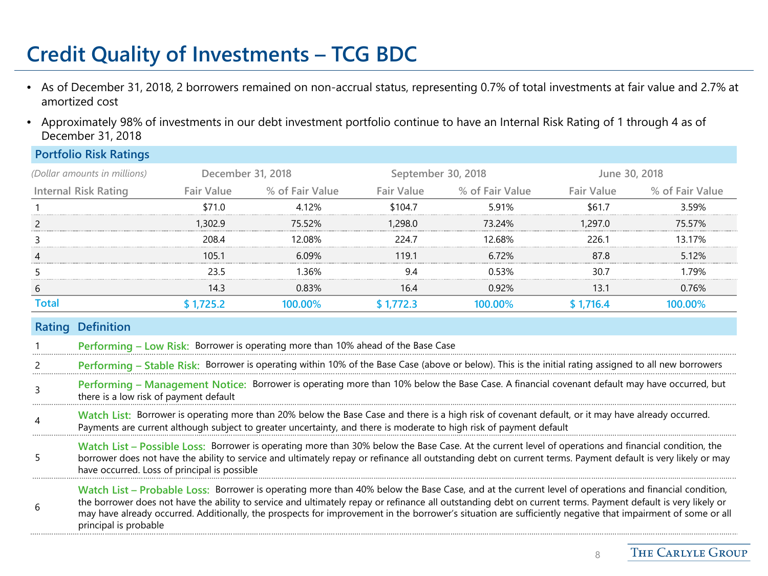# Credit Quality of Investments – TCG BDC

- As of December 31, 2018, 2 borrowers remained on non-accrual status, representing 0.7% of total investments at fair value and 2.7% at amortized cost
- Approximately 98% of investments in our debt investment portfolio continue to have an Internal Risk Rating of 1 through 4 as of December 31, 2018

## Portfolio Risk Ratings

| *(Dollar amounts in millions)* | December 31, 2018 | | September 30, 2018 | | June 30, 2018 | |
|---|---|---|---|---|---|---|
| Internal Risk Rating | Fair Value | % of Fair Value | Fair Value | % of Fair Value | Fair Value | % of Fair Value |
| 1 | $71.0 | 4.12% | $104.7 | 5.91% | $61.7 | 3.59% |
| 2 | 1,302.9 | 75.52% | 1,298.0 | 73.24% | 1,297.0 | 75.57% |
| 3 | 208.4 | 12.08% | 224.7 | 12.68% | 226.1 | 13.17% |
| 4 | 105.1 | 6.09% | 119.1 | 6.72% | 87.8 | 5.12% |
| 5 | 23.5 | 1.36% | 9.4 | 0.53% | 30.7 | 1.79% |
| 6 | 14.3 | 0.83% | 16.4 | 0.92% | 13.1 | 0.76% |
| **Total** | **$ 1,725.2** | **100.00%** | **$ 1,772.3** | **100.00%** | **$ 1,716.4** | **100.00%** |

| Rating | Definition |
|---|---|
| 1 | **Performing – Low Risk:** Borrower is operating more than 10% ahead of the Base Case |
| 2 | **Performing – Stable Risk:** Borrower is operating within 10% of the Base Case (above or below). This is the initial rating assigned to all new borrowers |
| 3 | **Performing – Management Notice:** Borrower is operating more than 10% below the Base Case. A financial covenant default may have occurred, but there is a low risk of payment default |
| 4 | **Watch List:** Borrower is operating more than 20% below the Base Case and there is a high risk of covenant default, or it may have already occurred. Payments are current although subject to greater uncertainty, and there is moderate to high risk of payment default |
| 5 | **Watch List – Possible Loss:** Borrower is operating more than 30% below the Base Case. At the current level of operations and financial condition, the borrower does not have the ability to service and ultimately repay or refinance all outstanding debt on current terms. Payment default is very likely or may have occurred. Loss of principal is possible |
| 6 | **Watch List – Probable Loss:** Borrower is operating more than 40% below the Base Case, and at the current level of operations and financial condition, the borrower does not have the ability to service and ultimately repay or refinance all outstanding debt on current terms. Payment default is very likely or may have already occurred. Additionally, the prospects for improvement in the borrower's situation are sufficiently negative that impairment of some or all principal is probable |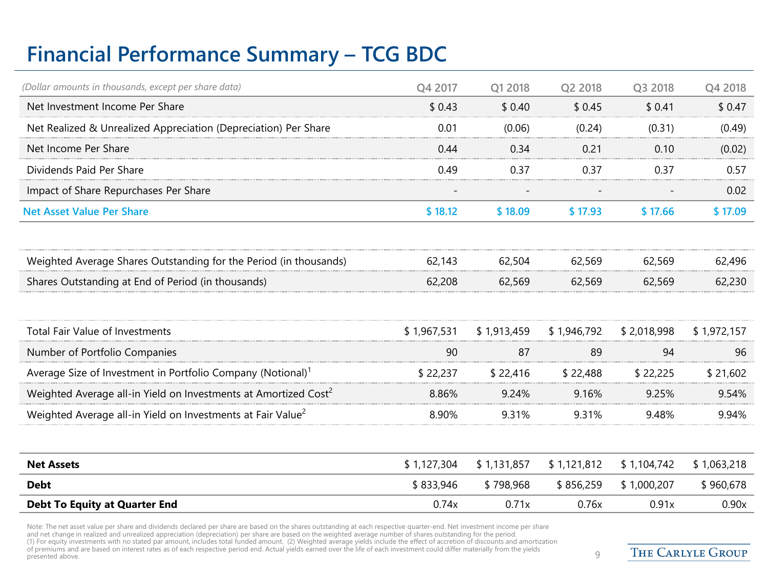# Financial Performance Summary – TCG BDC

| *(Dollar amounts in thousands, except per share data)* | Q4 2017 | Q1 2018 | Q2 2018 | Q3 2018 | Q4 2018 |
|---|---|---|---|---|---|
| Net Investment Income Per Share | $ 0.43 | $ 0.40 | $ 0.45 | $ 0.41 | $ 0.47 |
| Net Realized & Unrealized Appreciation (Depreciation) Per Share | 0.01 | (0.06) | (0.24) | (0.31) | (0.49) |
| Net Income Per Share | 0.44 | 0.34 | 0.21 | 0.10 | (0.02) |
| Dividends Paid Per Share | 0.49 | 0.37 | 0.37 | 0.37 | 0.57 |
| Impact of Share Repurchases Per Share | - | - | - | - | 0.02 |
| **Net Asset Value Per Share** | **$ 18.12** | **$ 18.09** | **$ 17.93** | **$ 17.66** | **$ 17.09** |
| | | | | | |
| Weighted Average Shares Outstanding for the Period (in thousands) | 62,143 | 62,504 | 62,569 | 62,569 | 62,496 |
| Shares Outstanding at End of Period (in thousands) | 62,208 | 62,569 | 62,569 | 62,569 | 62,230 |
| | | | | | |
| Total Fair Value of Investments | $ 1,967,531 | $ 1,913,459 | $ 1,946,792 | $ 2,018,998 | $ 1,972,157 |
| Number of Portfolio Companies | 90 | 87 | 89 | 94 | 96 |
| Average Size of Investment in Portfolio Company (Notional)[1] | $ 22,237 | $ 22,416 | $ 22,488 | $ 22,225 | $ 21,602 |
| Weighted Average all-in Yield on Investments at Amortized Cost[2] | 8.86% | 9.24% | 9.16% | 9.25% | 9.54% |
| Weighted Average all-in Yield on Investments at Fair Value[2] | 8.90% | 9.31% | 9.31% | 9.48% | 9.94% |
| | | | | | |
| **Net Assets** | $ 1,127,304 | $ 1,131,857 | $ 1,121,812 | $ 1,104,742 | $ 1,063,218 |
| **Debt** | $ 833,946 | $ 798,968 | $ 856,259 | $ 1,000,207 | $ 960,678 |
| **Debt To Equity at Quarter End** | 0.74x | 0.71x | 0.76x | 0.91x | 0.90x |

Note: The net asset value per share and dividends declared per share are based on the shares outstanding at each respective quarter-end. Net investment income per share and net change in realized and unrealized appreciation (depreciation) per share are based on the weighted average number of shares outstanding for the period.
(1) For equity investments with no stated par amount, includes total funded amount. (2) Weighted average yields include the effect of accretion of discounts and amortization of premiums and are based on interest rates as of each respective period end. Actual yields earned over the life of each investment could differ materially from the yields presented above.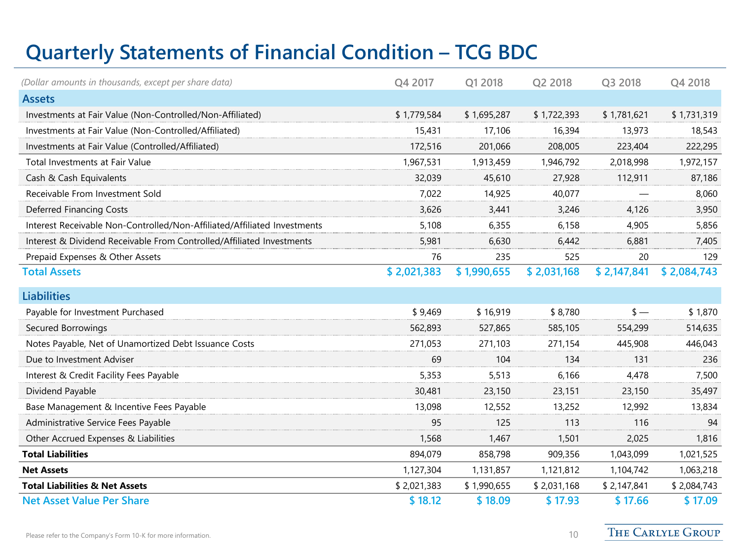# Quarterly Statements of Financial Condition – TCG BDC

| *(Dollar amounts in thousands, except per share data)* | Q4 2017 | Q1 2018 | Q2 2018 | Q3 2018 | Q4 2018 |
|---|---|---|---|---|---|
| **Assets** | | | | | |
| Investments at Fair Value (Non-Controlled/Non-Affiliated) | $ 1,779,584 | $ 1,695,287 | $ 1,722,393 | $ 1,781,621 | $ 1,731,319 |
| Investments at Fair Value (Non-Controlled/Affiliated) | 15,431 | 17,106 | 16,394 | 13,973 | 18,543 |
| Investments at Fair Value (Controlled/Affiliated) | 172,516 | 201,066 | 208,005 | 223,404 | 222,295 |
| Total Investments at Fair Value | 1,967,531 | 1,913,459 | 1,946,792 | 2,018,998 | 1,972,157 |
| Cash & Cash Equivalents | 32,039 | 45,610 | 27,928 | 112,911 | 87,186 |
| Receivable From Investment Sold | 7,022 | 14,925 | 40,077 | — | 8,060 |
| Deferred Financing Costs | 3,626 | 3,441 | 3,246 | 4,126 | 3,950 |
| Interest Receivable Non-Controlled/Non-Affiliated/Affiliated Investments | 5,108 | 6,355 | 6,158 | 4,905 | 5,856 |
| Interest & Dividend Receivable From Controlled/Affiliated Investments | 5,981 | 6,630 | 6,442 | 6,881 | 7,405 |
| Prepaid Expenses & Other Assets | 76 | 235 | 525 | 20 | 129 |
| **Total Assets** | **$ 2,021,383** | **$ 1,990,655** | **$ 2,031,168** | **$ 2,147,841** | **$ 2,084,743** |
| **Liabilities** | | | | | |
| Payable for Investment Purchased | $ 9,469 | $ 16,919 | $ 8,780 | $ — | $ 1,870 |
| Secured Borrowings | 562,893 | 527,865 | 585,105 | 554,299 | 514,635 |
| Notes Payable, Net of Unamortized Debt Issuance Costs | 271,053 | 271,103 | 271,154 | 445,908 | 446,043 |
| Due to Investment Adviser | 69 | 104 | 134 | 131 | 236 |
| Interest & Credit Facility Fees Payable | 5,353 | 5,513 | 6,166 | 4,478 | 7,500 |
| Dividend Payable | 30,481 | 23,150 | 23,151 | 23,150 | 35,497 |
| Base Management & Incentive Fees Payable | 13,098 | 12,552 | 13,252 | 12,992 | 13,834 |
| Administrative Service Fees Payable | 95 | 125 | 113 | 116 | 94 |
| Other Accrued Expenses & Liabilities | 1,568 | 1,467 | 1,501 | 2,025 | 1,816 |
| **Total Liabilities** | 894,079 | 858,798 | 909,356 | 1,043,099 | 1,021,525 |
| **Net Assets** | 1,127,304 | 1,131,857 | 1,121,812 | 1,104,742 | 1,063,218 |
| **Total Liabilities & Net Assets** | $ 2,021,383 | $ 1,990,655 | $ 2,031,168 | $ 2,147,841 | $ 2,084,743 |
| **Net Asset Value Per Share** | **$ 18.12** | **$ 18.09** | **$ 17.93** | **$ 17.66** | **$ 17.09** |

Please refer to the Company's Form 10-K for more information.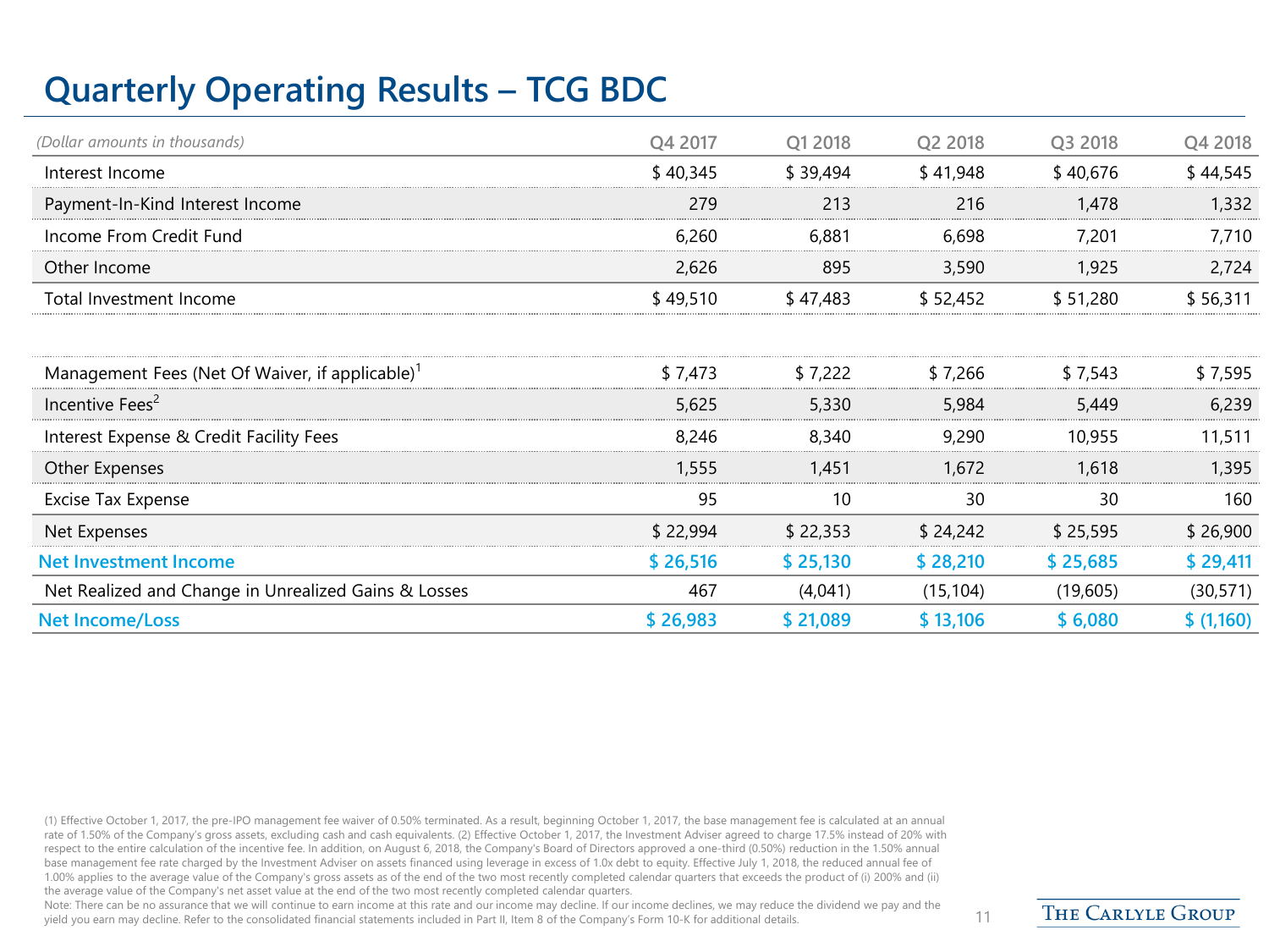# Quarterly Operating Results – TCG BDC

| *(Dollar amounts in thousands)* | Q4 2017 | Q1 2018 | Q2 2018 | Q3 2018 | Q4 2018 |
|---|---|---|---|---|---|
| Interest Income | $ 40,345 | $ 39,494 | $ 41,948 | $ 40,676 | $ 44,545 |
| Payment-In-Kind Interest Income | 279 | 213 | 216 | 1,478 | 1,332 |
| Income From Credit Fund | 6,260 | 6,881 | 6,698 | 7,201 | 7,710 |
| Other Income | 2,626 | 895 | 3,590 | 1,925 | 2,724 |
| Total Investment Income | $ 49,510 | $ 47,483 | $ 52,452 | $ 51,280 | $ 56,311 |
| | | | | | |
| Management Fees (Net Of Waiver, if applicable)[1] | $ 7,473 | $ 7,222 | $ 7,266 | $ 7,543 | $ 7,595 |
| Incentive Fees[2] | 5,625 | 5,330 | 5,984 | 5,449 | 6,239 |
| Interest Expense & Credit Facility Fees | 8,246 | 8,340 | 9,290 | 10,955 | 11,511 |
| Other Expenses | 1,555 | 1,451 | 1,672 | 1,618 | 1,395 |
| Excise Tax Expense | 95 | 10 | 30 | 30 | 160 |
| Net Expenses | $ 22,994 | $ 22,353 | $ 24,242 | $ 25,595 | $ 26,900 |
| **Net Investment Income** | **$ 26,516** | **$ 25,130** | **$ 28,210** | **$ 25,685** | **$ 29,411** |
| Net Realized and Change in Unrealized Gains & Losses | 467 | (4,041) | (15,104) | (19,605) | (30,571) |
| **Net Income/Loss** | **$ 26,983** | **$ 21,089** | **$ 13,106** | **$ 6,080** | **$ (1,160)** |

(1) Effective October 1, 2017, the pre-IPO management fee waiver of 0.50% terminated. As a result, beginning October 1, 2017, the base management fee is calculated at an annual rate of 1.50% of the Company's gross assets, excluding cash and cash equivalents. (2) Effective October 1, 2017, the Investment Adviser agreed to charge 17.5% instead of 20% with respect to the entire calculation of the incentive fee. In addition, on August 6, 2018, the Company's Board of Directors approved a one-third (0.50%) reduction in the 1.50% annual base management fee rate charged by the Investment Adviser on assets financed using leverage in excess of 1.0x debt to equity. Effective July 1, 2018, the reduced annual fee of 1.00% applies to the average value of the Company's gross assets as of the end of the two most recently completed calendar quarters that exceeds the product of (i) 200% and (ii) the average value of the Company's net asset value at the end of the two most recently completed calendar quarters.

Note: There can be no assurance that we will continue to earn income at this rate and our income may decline. If our income declines, we may reduce the dividend we pay and the yield you earn may decline. Refer to the consolidated financial statements included in Part II, Item 8 of the Company's Form 10-K for additional details.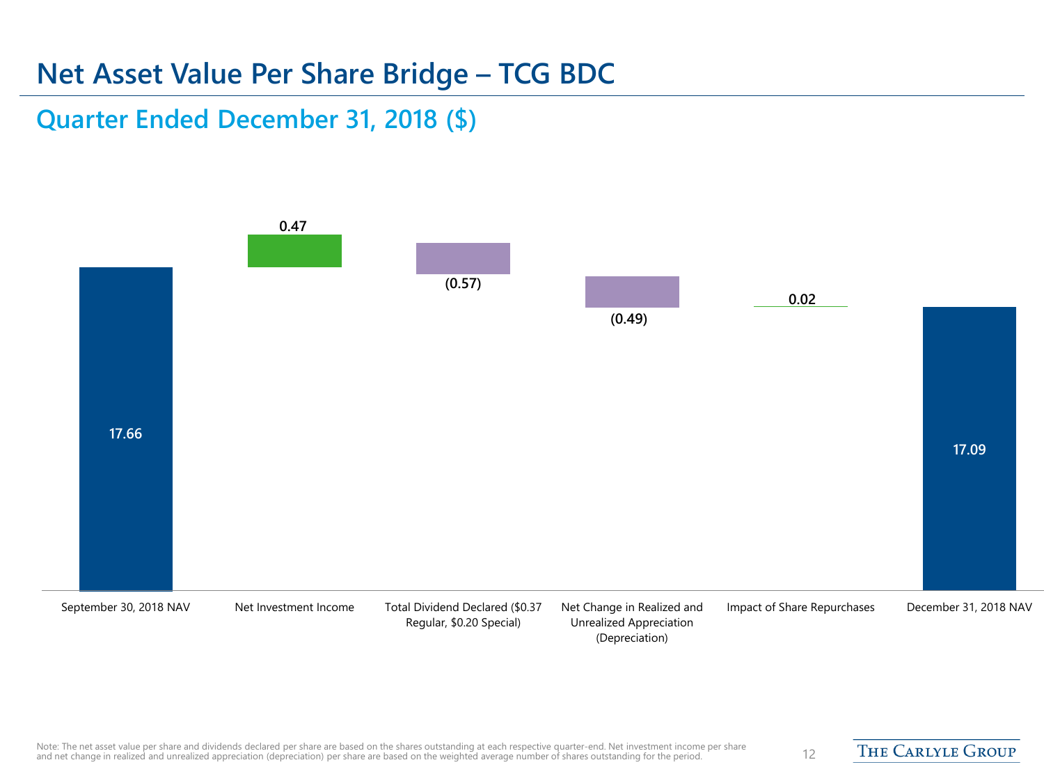# Net Asset Value Per Share Bridge – TCG BDC

## Quarter Ended December 31, 2018 ($)

| | September 30, 2018 NAV | Net Investment Income | Total Dividend Declared ($0.37 Regular, $0.20 Special) | Net Change in Realized and Unrealized Appreciation (Depreciation) | Impact of Share Repurchases | December 31, 2018 NAV |
|---|---|---|---|---|---|---|
| $ | 17.66 | 0.47 | (0.57) | (0.49) | 0.02 | 17.09 |

Note: The net asset value per share and dividends declared per share are based on the shares outstanding at each respective quarter-end. Net investment income per share and net change in realized and unrealized appreciation (depreciation) per share are based on the weighted average number of shares outstanding for the period.

THE CARLYLE GROUP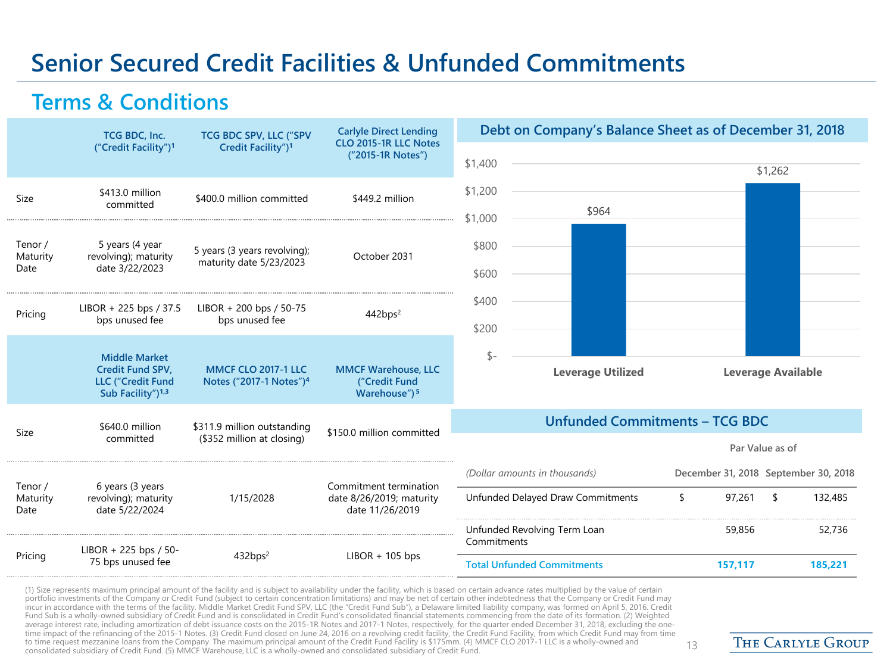# Senior Secured Credit Facilities & Unfunded Commitments

## Terms & Conditions

| | TCG BDC, Inc. ("Credit Facility")[1] | TCG BDC SPV, LLC ("SPV Credit Facility")[1] | Carlyle Direct Lending CLO 2015-1R LLC Notes ("2015-1R Notes") |
|---|---|---|---|
| Size | $413.0 million committed | $400.0 million committed | $449.2 million |
| Tenor / Maturity Date | 5 years (4 year revolving); maturity date 3/22/2023 | 5 years (3 years revolving); maturity date 5/23/2023 | October 2031 |
| Pricing | LIBOR + 225 bps / 37.5 bps unused fee | LIBOR + 200 bps / 50-75 bps unused fee | 442bps[2] |

| | Middle Market Credit Fund SPV, LLC ("Credit Fund Sub Facility")[1,3] | MMCF CLO 2017-1 LLC Notes ("2017-1 Notes")[4] | MMCF Warehouse, LLC ("Credit Fund Warehouse")[5] |
|---|---|---|---|
| Size | $640.0 million committed | $311.9 million outstanding ($352 million at closing) | $150.0 million committed |
| Tenor / Maturity Date | 6 years (3 years revolving); maturity date 5/22/2024 | 1/15/2028 | Commitment termination date 8/26/2019; maturity date 11/26/2019 |
| Pricing | LIBOR + 225 bps / 50-75 bps unused fee | 432bps[2] | LIBOR + 105 bps |

### Debt on Company's Balance Sheet as of December 31, 2018

| | Amount |
|---|---|
| Leverage Utilized | $964 |
| Leverage Available | $1,262 |

### Unfunded Commitments – TCG BDC

| *(Dollar amounts in thousands)* | Par Value as of December 31, 2018 | Par Value as of September 30, 2018 |
|---|---|---|
| Unfunded Delayed Draw Commitments | $ 97,261 | $ 132,485 |
| Unfunded Revolving Term Loan Commitments | 59,856 | 52,736 |
| **Total Unfunded Commitments** | **157,117** | **185,221** |

(1) Size represents maximum principal amount of the facility and is subject to availability under the facility, which is based on certain advance rates multiplied by the value of certain portfolio investments of the Company or Credit Fund (subject to certain concentration limitations) and may be net of certain other indebtedness that the Company or Credit Fund may incur in accordance with the terms of the facility. Middle Market Credit Fund SPV, LLC (the "Credit Fund Sub"), a Delaware limited liability company, was formed on April 5, 2016. Credit Fund Sub is a wholly-owned subsidiary of Credit Fund and is consolidated in Credit Fund's consolidated financial statements commencing from the date of its formation. (2) Weighted average interest rate, including amortization of debt issuance costs on the 2015-1R Notes and 2017-1 Notes, respectively, for the quarter ended December 31, 2018, excluding the one-time impact of the refinancing of the 2015-1 Notes. (3) Credit Fund closed on June 24, 2016 on a revolving credit facility, the Credit Fund Facility, from which Credit Fund may from time to time request mezzanine loans from the Company. The maximum principal amount of the Credit Fund Facility is $175mm. (4) MMCF CLO 2017-1 LLC is a wholly-owned and consolidated subsidiary of Credit Fund. (5) MMCF Warehouse, LLC is a wholly-owned and consolidated subsidiary of Credit Fund.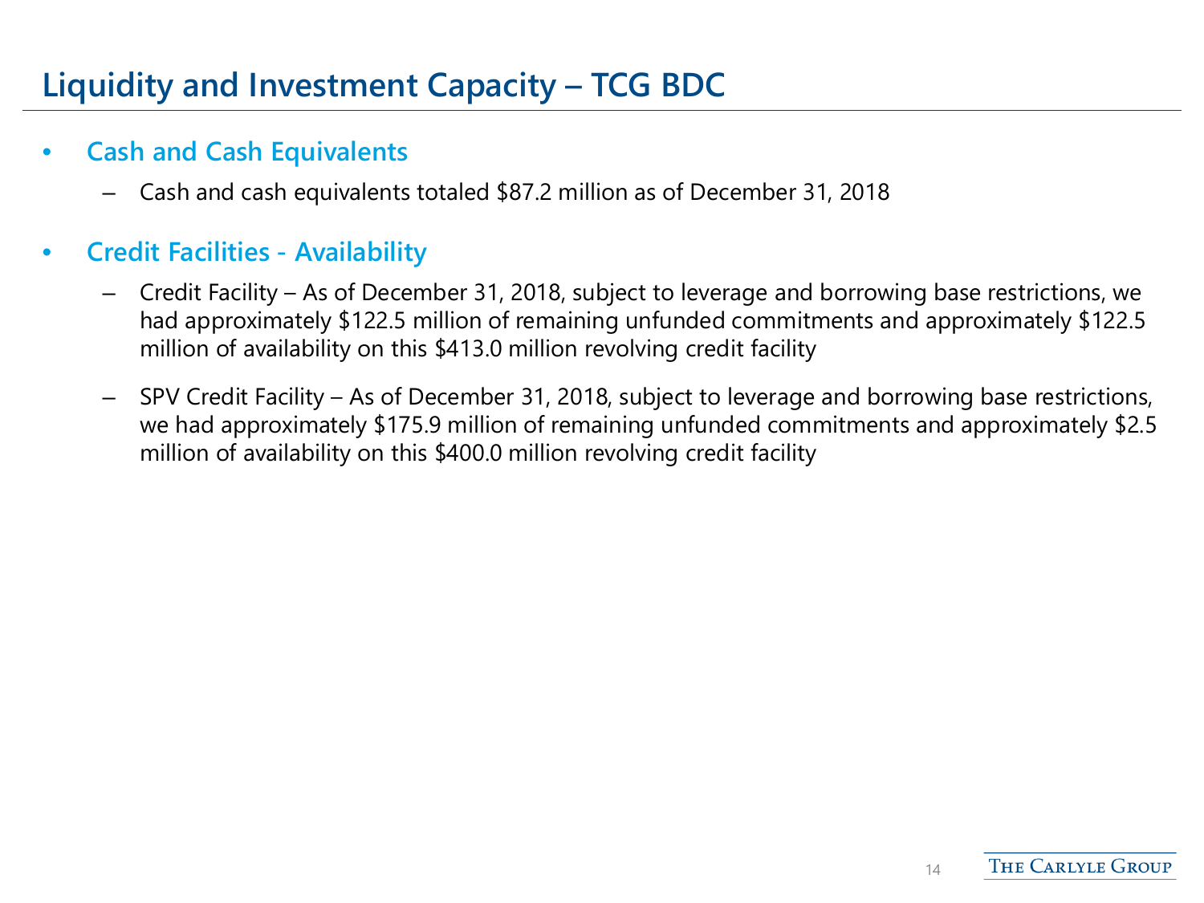# Liquidity and Investment Capacity – TCG BDC

- **Cash and Cash Equivalents**
  - Cash and cash equivalents totaled $87.2 million as of December 31, 2018

- **Credit Facilities - Availability**
  - Credit Facility – As of December 31, 2018, subject to leverage and borrowing base restrictions, we had approximately $122.5 million of remaining unfunded commitments and approximately $122.5 million of availability on this $413.0 million revolving credit facility
  - SPV Credit Facility – As of December 31, 2018, subject to leverage and borrowing base restrictions, we had approximately $175.9 million of remaining unfunded commitments and approximately $2.5 million of availability on this $400.0 million revolving credit facility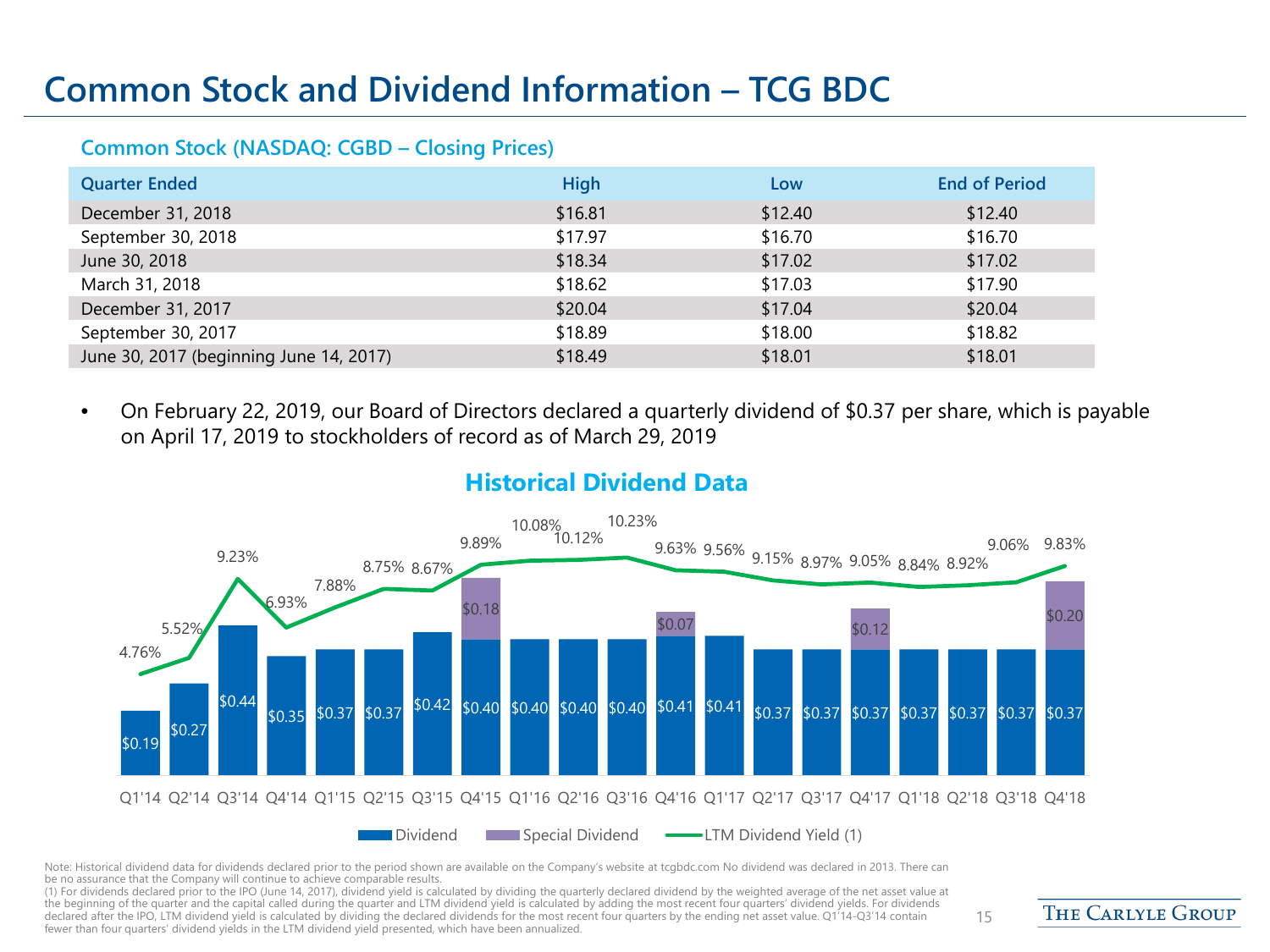# Common Stock and Dividend Information – TCG BDC

## Common Stock (NASDAQ: CGBD – Closing Prices)

| Quarter Ended | High | Low | End of Period |
|---|---|---|---|
| December 31, 2018 | $16.81 | $12.40 | $12.40 |
| September 30, 2018 | $17.97 | $16.70 | $16.70 |
| June 30, 2018 | $18.34 | $17.02 | $17.02 |
| March 31, 2018 | $18.62 | $17.03 | $17.90 |
| December 31, 2017 | $20.04 | $17.04 | $20.04 |
| September 30, 2017 | $18.89 | $18.00 | $18.82 |
| June 30, 2017 (beginning June 14, 2017) | $18.49 | $18.01 | $18.01 |

- On February 22, 2019, our Board of Directors declared a quarterly dividend of $0.37 per share, which is payable on April 17, 2019 to stockholders of record as of March 29, 2019

## Historical Dividend Data

Q1'14 Q2'14 Q3'14 Q4'14 Q1'15 Q2'15 Q3'15 Q4'15 Q1'16 Q2'16 Q3'16 Q4'16 Q1'17 Q2'17 Q3'17 Q4'17 Q1'18 Q2'18 Q3'18 Q4'18

Dividend: $0.19 $0.27 $0.44 $0.35 $0.37 $0.37 $0.42 $0.40 $0.40 $0.40 $0.40 $0.41 $0.41 $0.37 $0.37 $0.37 $0.37 $0.37 $0.37 $0.37

Special Dividend: $0.18 $0.07 $0.12 $0.20

LTM Dividend Yield (1): 4.76% 5.52% 9.23% 6.93% 7.88% 8.75% 8.67% 9.89% 10.08% 10.12% 10.23% 9.63% 9.56% 9.15% 8.97% 9.05% 8.84% 8.92% 9.06% 9.83%

Dividend | Special Dividend | LTM Dividend Yield (1)

Note: Historical dividend data for dividends declared prior to the period shown are available on the Company's website at tcgbdc.com No dividend was declared in 2013. There can be no assurance that the Company will continue to achieve comparable results.
(1) For dividends declared prior to the IPO (June 14, 2017), dividend yield is calculated by dividing the quarterly declared dividend by the weighted average of the net asset value at the beginning of the quarter and the capital called during the quarter and LTM dividend yield is calculated by adding the most recent four quarters' dividend yields. For dividends declared after the IPO, LTM dividend yield is calculated by dividing the declared dividends for the most recent four quarters by the ending net asset value. Q1'14-Q3'14 contain fewer than four quarters' dividend yields in the LTM dividend yield presented, which have been annualized.